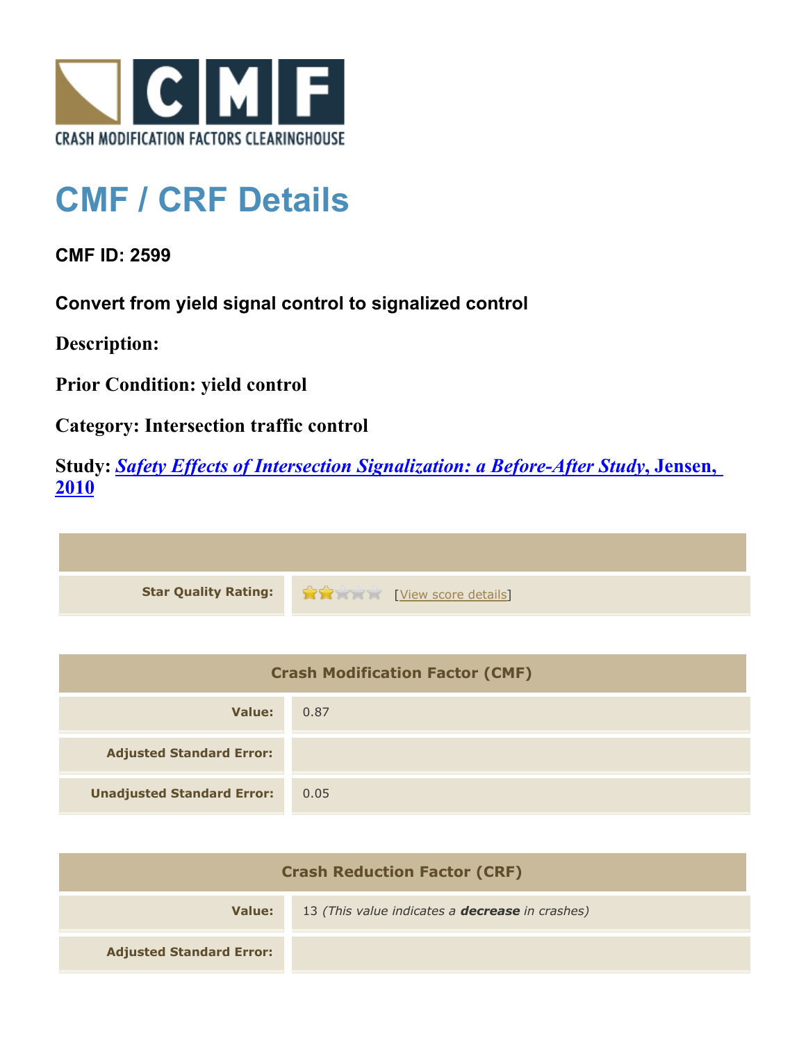CRASH MODIFICATION FACTORS CLEARINGHOUSE

# CMF / CRF Details

## CMF ID: 2599

### Convert from yield signal control to signalized control

**Description:**

**Prior Condition: yield control**

**Category: Intersection traffic control**

**Study:** ***Safety Effects of Intersection Signalization: a Before-After Study*, Jensen, 2010**

| | |
|---|---|
| **Star Quality Rating:** | 2 of 5 stars [View score details] |

| Crash Modification Factor (CMF) | |
|---|---|
| **Value:** | 0.87 |
| **Adjusted Standard Error:** | |
| **Unadjusted Standard Error:** | 0.05 |

| Crash Reduction Factor (CRF) | |
|---|---|
| **Value:** | 13 *(This value indicates a* ***decrease*** *in crashes)* |
| **Adjusted Standard Error:** | |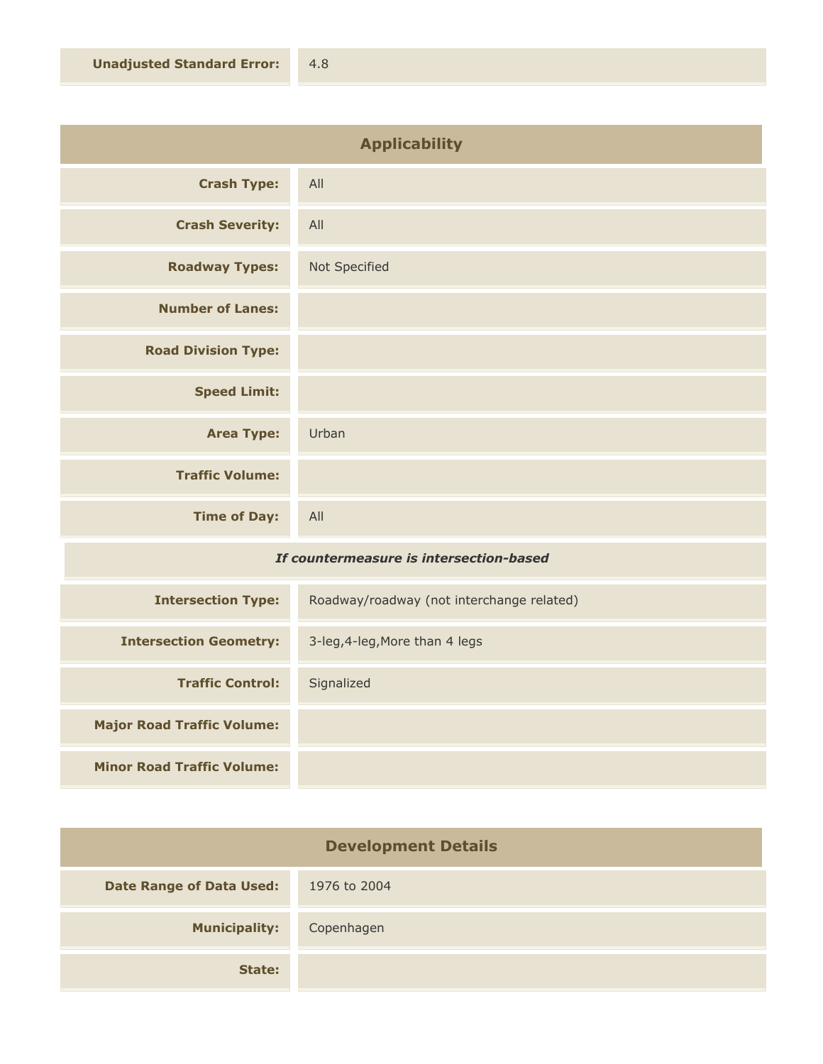| | |
|---|---|
| **Unadjusted Standard Error:** | 4.8 |

## Applicability

| | |
|---|---|
| **Crash Type:** | All |
| **Crash Severity:** | All |
| **Roadway Types:** | Not Specified |
| **Number of Lanes:** | |
| **Road Division Type:** | |
| **Speed Limit:** | |
| **Area Type:** | Urban |
| **Traffic Volume:** | |
| **Time of Day:** | All |

***If countermeasure is intersection-based***

| | |
|---|---|
| **Intersection Type:** | Roadway/roadway (not interchange related) |
| **Intersection Geometry:** | 3-leg,4-leg,More than 4 legs |
| **Traffic Control:** | Signalized |
| **Major Road Traffic Volume:** | |
| **Minor Road Traffic Volume:** | |

## Development Details

| | |
|---|---|
| **Date Range of Data Used:** | 1976 to 2004 |
| **Municipality:** | Copenhagen |
| **State:** | |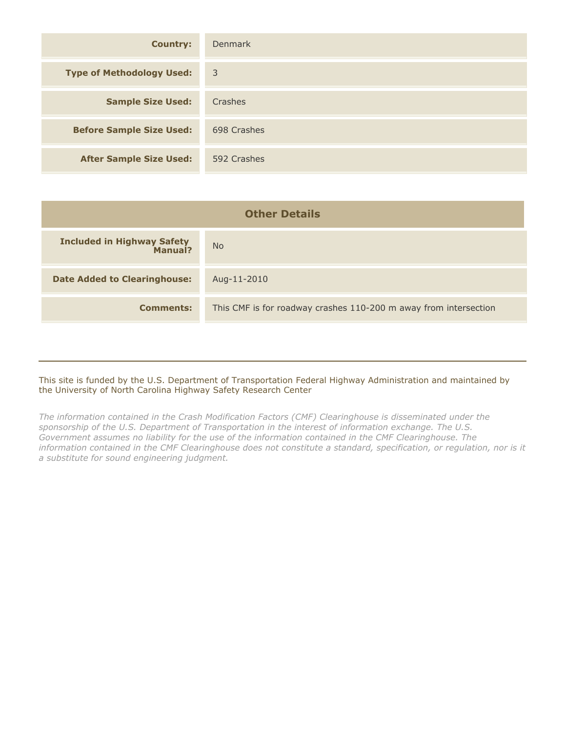| | |
|---|---|
| **Country:** | Denmark |
| **Type of Methodology Used:** | 3 |
| **Sample Size Used:** | Crashes |
| **Before Sample Size Used:** | 698 Crashes |
| **After Sample Size Used:** | 592 Crashes |

## Other Details

| | |
|---|---|
| **Included in Highway Safety Manual?** | No |
| **Date Added to Clearinghouse:** | Aug-11-2010 |
| **Comments:** | This CMF is for roadway crashes 110-200 m away from intersection |

---

This site is funded by the U.S. Department of Transportation Federal Highway Administration and maintained by the University of North Carolina Highway Safety Research Center

*The information contained in the Crash Modification Factors (CMF) Clearinghouse is disseminated under the sponsorship of the U.S. Department of Transportation in the interest of information exchange. The U.S. Government assumes no liability for the use of the information contained in the CMF Clearinghouse. The information contained in the CMF Clearinghouse does not constitute a standard, specification, or regulation, nor is it a substitute for sound engineering judgment.*